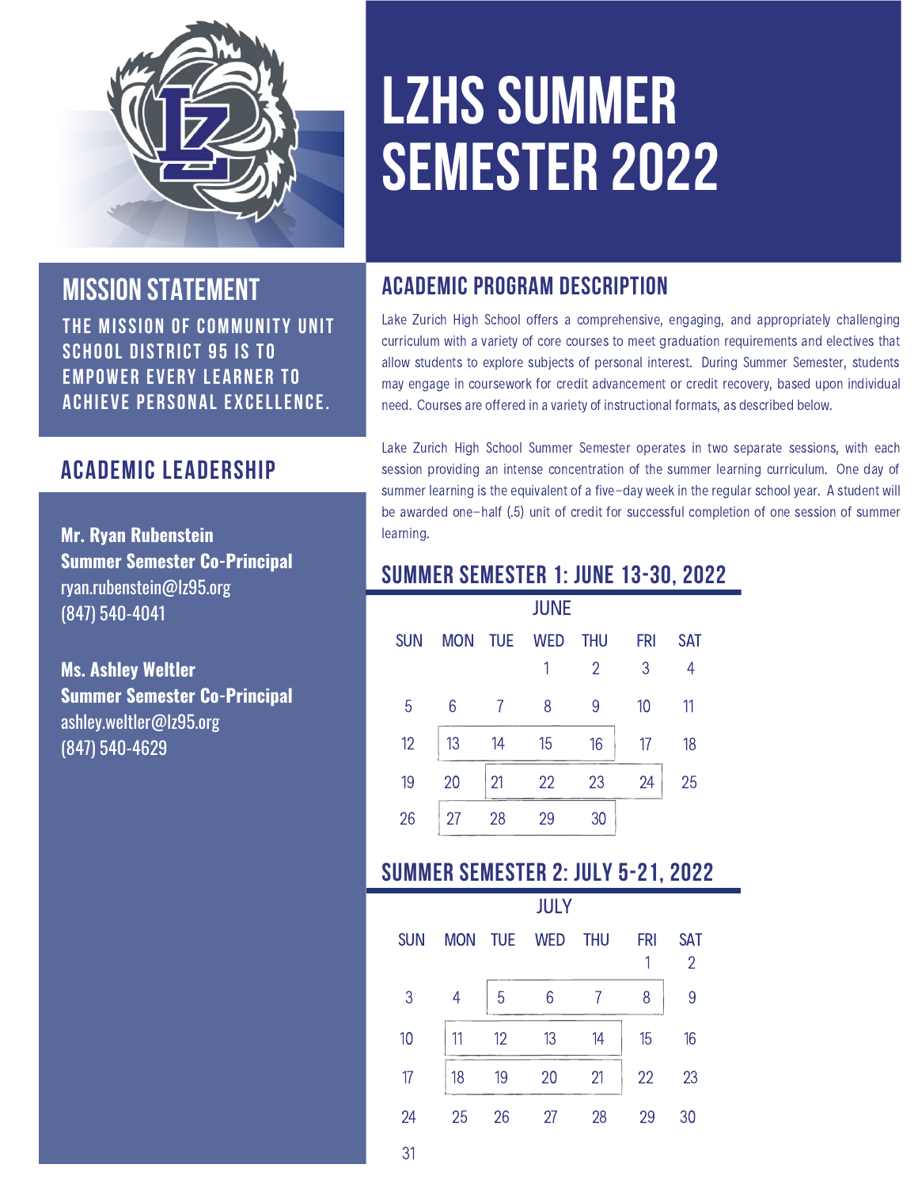# LZHS SUMMER SEMESTER 2022

## MISSION STATEMENT

THE MISSION OF COMMUNITY UNIT SCHOOL DISTRICT 95 IS TO EMPOWER EVERY LEARNER TO ACHIEVE PERSONAL EXCELLENCE.

## ACADEMIC LEADERSHIP

**Mr. Ryan Rubenstein**
**Summer Semester Co-Principal**
ryan.rubenstein@lz95.org
(847) 540-4041

**Ms. Ashley Weltler**
**Summer Semester Co-Principal**
ashley.weltler@lz95.org
(847) 540-4629

## ACADEMIC PROGRAM DESCRIPTION

Lake Zurich High School offers a comprehensive, engaging, and appropriately challenging curriculum with a variety of core courses to meet graduation requirements and electives that allow students to explore subjects of personal interest. During Summer Semester, students may engage in coursework for credit advancement or credit recovery, based upon individual need. Courses are offered in a variety of instructional formats, as described below.

Lake Zurich High School Summer Semester operates in two separate sessions, with each session providing an intense concentration of the summer learning curriculum. One day of summer learning is the equivalent of a five-day week in the regular school year. A student will be awarded one-half (.5) unit of credit for successful completion of one session of summer learning.

## SUMMER SEMESTER 1: JUNE 13-30, 2022

JUNE

| SUN | MON | TUE | WED | THU | FRI | SAT |
|---|---|---|---|---|---|---|
| | | | 1 | 2 | 3 | 4 |
| 5 | 6 | 7 | 8 | 9 | 10 | 11 |
| 12 | 13 | 14 | 15 | 16 | 17 | 18 |
| 19 | 20 | 21 | 22 | 23 | 24 | 25 |
| 26 | 27 | 28 | 29 | 30 | | |

## SUMMER SEMESTER 2: JULY 5-21, 2022

JULY

| SUN | MON | TUE | WED | THU | FRI | SAT |
|---|---|---|---|---|---|---|
| | | | | | 1 | 2 |
| 3 | 4 | 5 | 6 | 7 | 8 | 9 |
| 10 | 11 | 12 | 13 | 14 | 15 | 16 |
| 17 | 18 | 19 | 20 | 21 | 22 | 23 |
| 24 | 25 | 26 | 27 | 28 | 29 | 30 |
| 31 | | | | | | |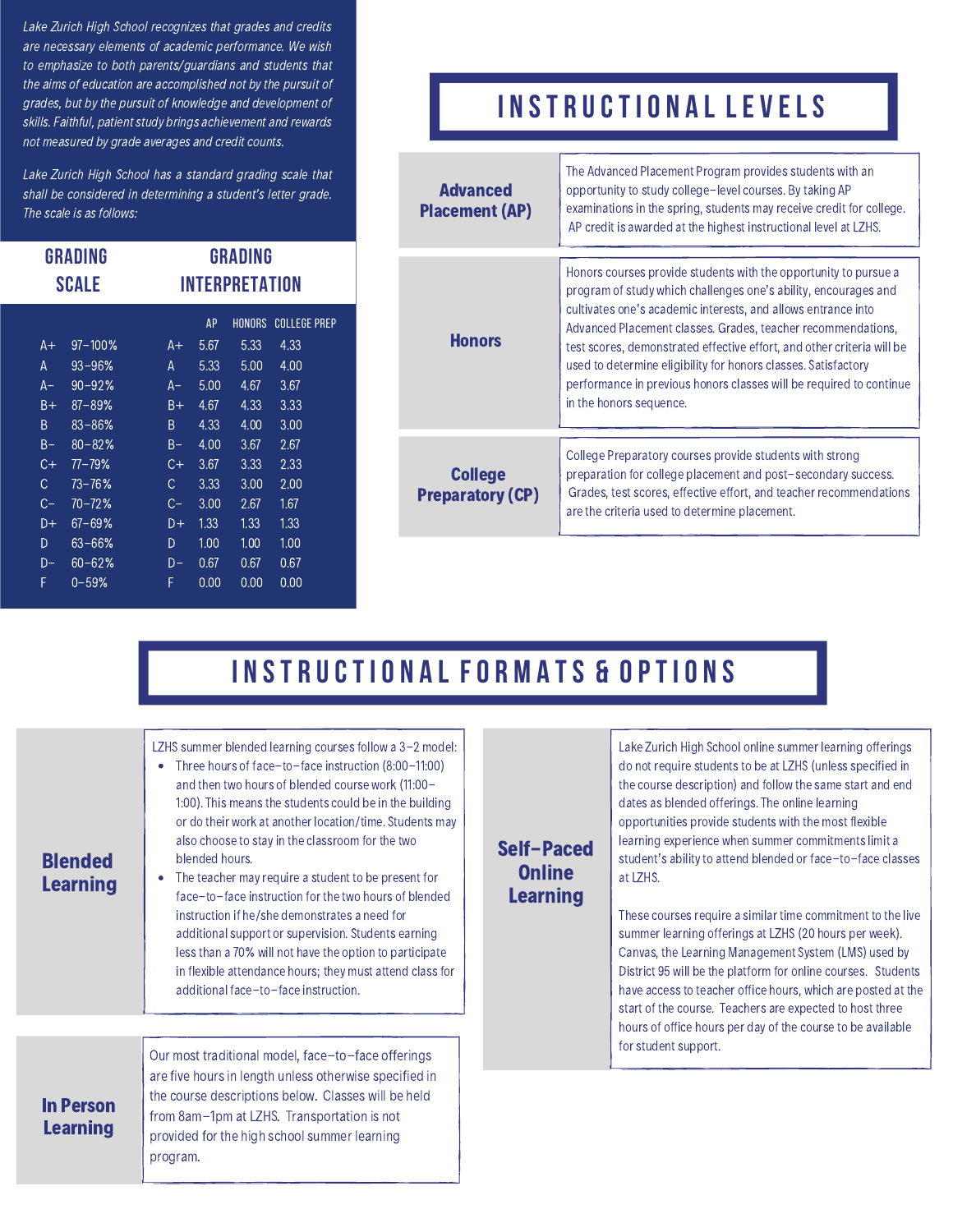*Lake Zurich High School recognizes that grades and credits are necessary elements of academic performance. We wish to emphasize to both parents/guardians and students that the aims of education are accomplished not by the pursuit of grades, but by the pursuit of knowledge and development of skills. Faithful, patient study brings achievement and rewards not measured by grade averages and credit counts.*

*Lake Zurich High School has a standard grading scale that shall be considered in determining a student's letter grade. The scale is as follows:*

| GRADING SCALE | | GRADING INTERPRETATION | AP | HONORS | COLLEGE PREP |
|---|---|---|---|---|---|
| A+ | 97–100% | A+ | 5.67 | 5.33 | 4.33 |
| A | 93–96% | A | 5.33 | 5.00 | 4.00 |
| A– | 90–92% | A– | 5.00 | 4.67 | 3.67 |
| B+ | 87–89% | B+ | 4.67 | 4.33 | 3.33 |
| B | 83–86% | B | 4.33 | 4.00 | 3.00 |
| B– | 80–82% | B– | 4.00 | 3.67 | 2.67 |
| C+ | 77–79% | C+ | 3.67 | 3.33 | 2.33 |
| C | 73–76% | C | 3.33 | 3.00 | 2.00 |
| C– | 70–72% | C– | 3.00 | 2.67 | 1.67 |
| D+ | 67–69% | D+ | 1.33 | 1.33 | 1.33 |
| D | 63–66% | D | 1.00 | 1.00 | 1.00 |
| D– | 60–62% | D– | 0.67 | 0.67 | 0.67 |
| F | 0–59% | F | 0.00 | 0.00 | 0.00 |

# INSTRUCTIONAL LEVELS

| | |
|---|---|
| **Advanced Placement (AP)** | The Advanced Placement Program provides students with an opportunity to study college–level courses. By taking AP examinations in the spring, students may receive credit for college. AP credit is awarded at the highest instructional level at LZHS. |
| **Honors** | Honors courses provide students with the opportunity to pursue a program of study which challenges one's ability, encourages and cultivates one's academic interests, and allows entrance into Advanced Placement classes. Grades, teacher recommendations, test scores, demonstrated effective effort, and other criteria will be used to determine eligibility for honors classes. Satisfactory performance in previous honors classes will be required to continue in the honors sequence. |
| **College Preparatory (CP)** | College Preparatory courses provide students with strong preparation for college placement and post–secondary success. Grades, test scores, effective effort, and teacher recommendations are the criteria used to determine placement. |

# INSTRUCTIONAL FORMATS & OPTIONS

## Blended Learning

LZHS summer blended learning courses follow a 3–2 model:

- Three hours of face–to–face instruction (8:00–11:00) and then two hours of blended course work (11:00–1:00). This means the students could be in the building or do their work at another location/time. Students may also choose to stay in the classroom for the two blended hours.
- The teacher may require a student to be present for face–to–face instruction for the two hours of blended instruction if he/she demonstrates a need for additional support or supervision. Students earning less than a 70% will not have the option to participate in flexible attendance hours; they must attend class for additional face–to–face instruction.

## In Person Learning

Our most traditional model, face–to–face offerings are five hours in length unless otherwise specified in the course descriptions below. Classes will be held from 8am–1pm at LZHS. Transportation is not provided for the high school summer learning program.

## Self–Paced Online Learning

Lake Zurich High School online summer learning offerings do not require students to be at LZHS (unless specified in the course description) and follow the same start and end dates as blended offerings. The online learning opportunities provide students with the most flexible learning experience when summer commitments limit a student's ability to attend blended or face–to–face classes at LZHS.

These courses require a similar time commitment to the live summer learning offerings at LZHS (20 hours per week). Canvas, the Learning Management System (LMS) used by District 95 will be the platform for online courses. Students have access to teacher office hours, which are posted at the start of the course. Teachers are expected to host three hours of office hours per day of the course to be available for student support.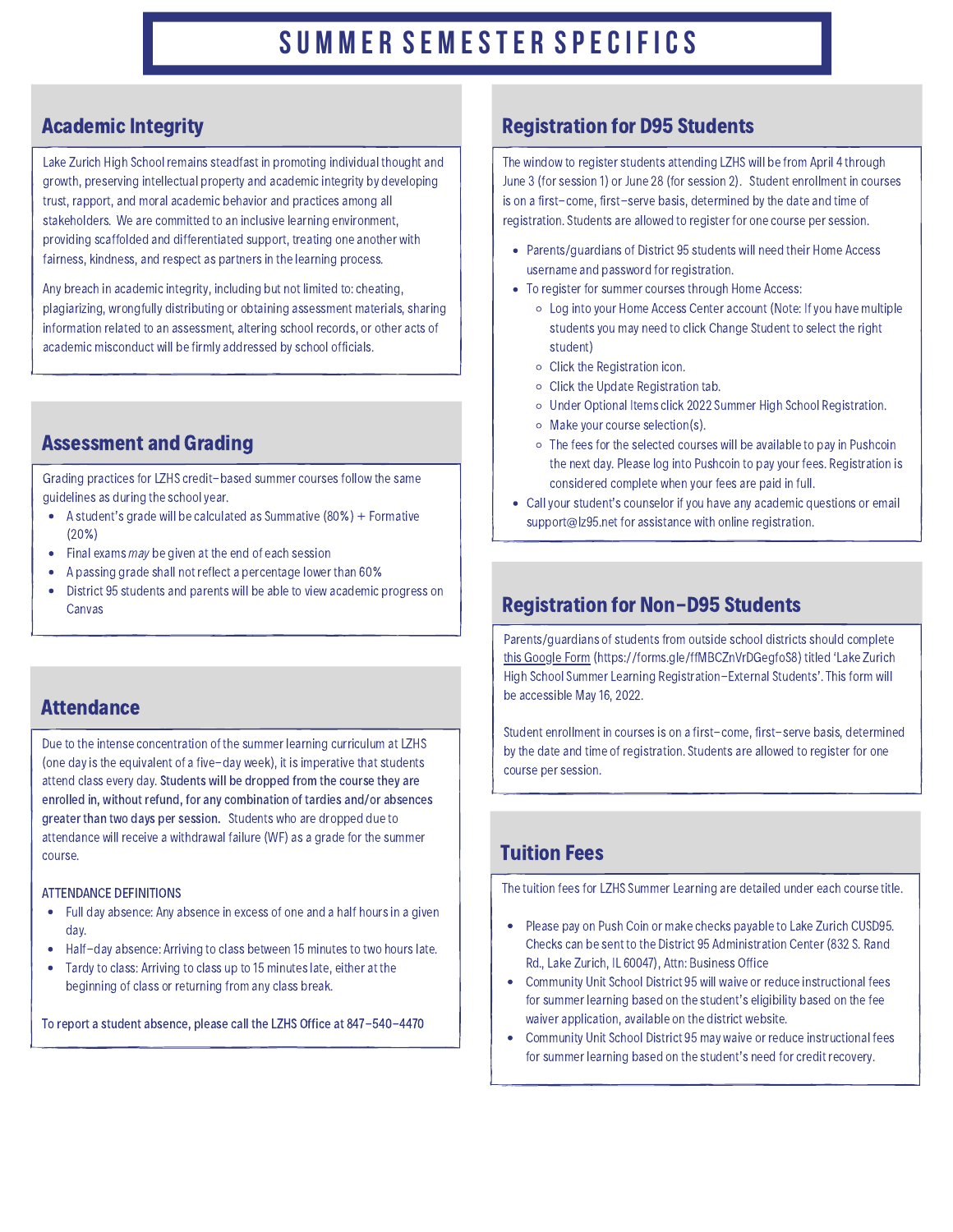# SUMMER SEMESTER SPECIFICS

## Academic Integrity

Lake Zurich High School remains steadfast in promoting individual thought and growth, preserving intellectual property and academic integrity by developing trust, rapport, and moral academic behavior and practices among all stakeholders. We are committed to an inclusive learning environment, providing scaffolded and differentiated support, treating one another with fairness, kindness, and respect as partners in the learning process.

Any breach in academic integrity, including but not limited to: cheating, plagiarizing, wrongfully distributing or obtaining assessment materials, sharing information related to an assessment, altering school records, or other acts of academic misconduct will be firmly addressed by school officials.

## Assessment and Grading

Grading practices for LZHS credit-based summer courses follow the same guidelines as during the school year.

- A student's grade will be calculated as Summative (80%) + Formative (20%)
- Final exams *may* be given at the end of each session
- A passing grade shall not reflect a percentage lower than 60%
- District 95 students and parents will be able to view academic progress on Canvas

## Attendance

Due to the intense concentration of the summer learning curriculum at LZHS (one day is the equivalent of a five-day week), it is imperative that students attend class every day. **Students will be dropped from the course they are enrolled in, without refund, for any combination of tardies and/or absences greater than two days per session.** Students who are dropped due to attendance will receive a withdrawal failure (WF) as a grade for the summer course.

ATTENDANCE DEFINITIONS

- Full day absence: Any absence in excess of one and a half hours in a given day.
- Half-day absence: Arriving to class between 15 minutes to two hours late.
- Tardy to class: Arriving to class up to 15 minutes late, either at the beginning of class or returning from any class break.

To report a student absence, please call the LZHS Office at 847-540-4470

## Registration for D95 Students

The window to register students attending LZHS will be from April 4 through June 3 (for session 1) or June 28 (for session 2). Student enrollment in courses is on a first-come, first-serve basis, determined by the date and time of registration. Students are allowed to register for one course per session.

- Parents/guardians of District 95 students will need their Home Access username and password for registration.
- To register for summer courses through Home Access:
  - Log into your Home Access Center account (Note: If you have multiple students you may need to click Change Student to select the right student)
  - Click the Registration icon.
  - Click the Update Registration tab.
  - Under Optional Items click 2022 Summer High School Registration.
  - Make your course selection(s).
  - The fees for the selected courses will be available to pay in Pushcoin the next day. Please log into Pushcoin to pay your fees. Registration is considered complete when your fees are paid in full.
- Call your student's counselor if you have any academic questions or email support@lz95.net for assistance with online registration.

## Registration for Non-D95 Students

Parents/guardians of students from outside school districts should complete this Google Form (https://forms.gle/ffMBCZnVrDGegfoS8) titled 'Lake Zurich High School Summer Learning Registration-External Students'. This form will be accessible May 16, 2022.

Student enrollment in courses is on a first-come, first-serve basis, determined by the date and time of registration. Students are allowed to register for one course per session.

## Tuition Fees

The tuition fees for LZHS Summer Learning are detailed under each course title.

- Please pay on Push Coin or make checks payable to Lake Zurich CUSD95. Checks can be sent to the District 95 Administration Center (832 S. Rand Rd., Lake Zurich, IL 60047), Attn: Business Office
- Community Unit School District 95 will waive or reduce instructional fees for summer learning based on the student's eligibility based on the fee waiver application, available on the district website.
- Community Unit School District 95 may waive or reduce instructional fees for summer learning based on the student's need for credit recovery.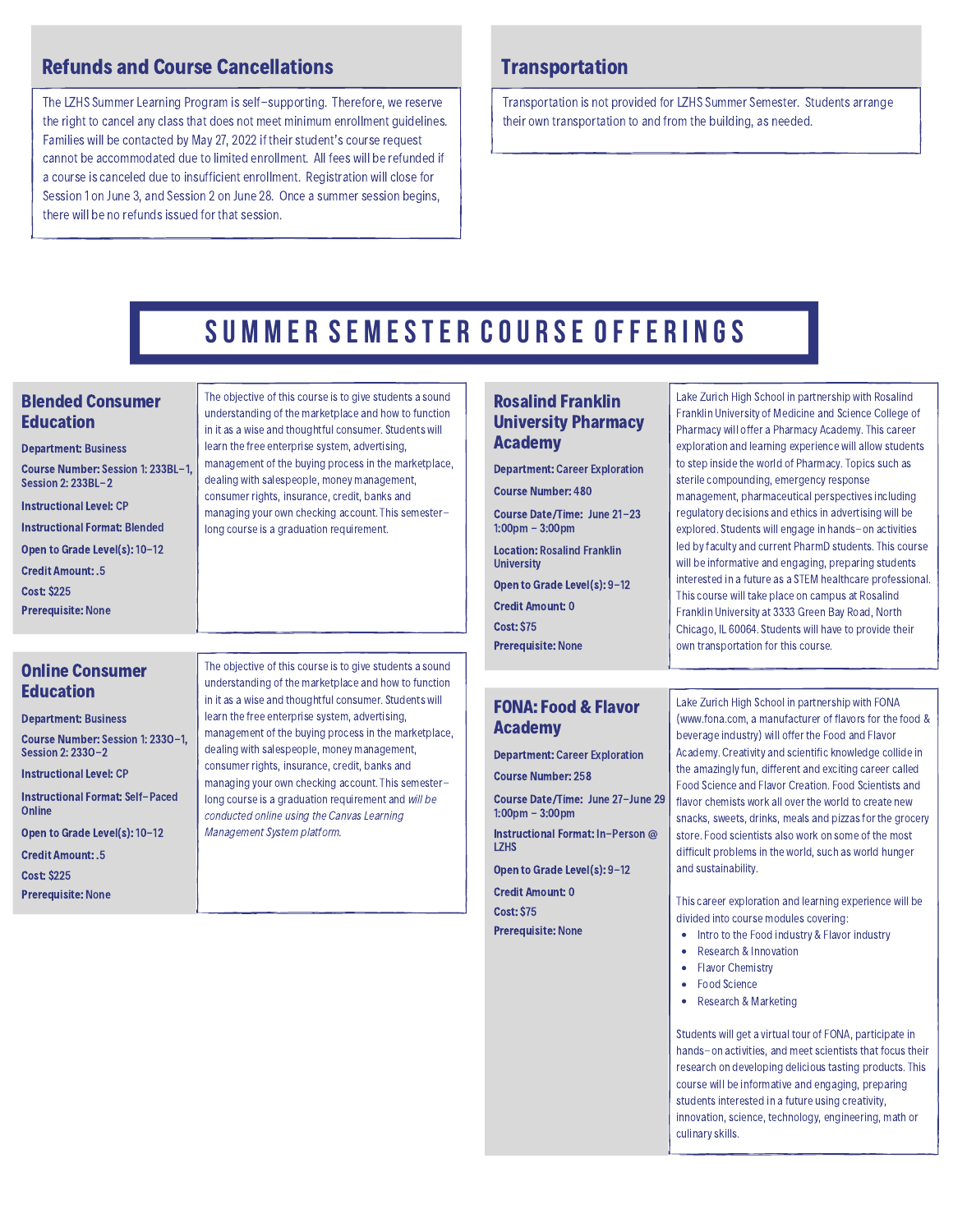## Refunds and Course Cancellations

The LZHS Summer Learning Program is self-supporting. Therefore, we reserve the right to cancel any class that does not meet minimum enrollment guidelines. Families will be contacted by May 27, 2022 if their student's course request cannot be accommodated due to limited enrollment. All fees will be refunded if a course is canceled due to insufficient enrollment. Registration will close for Session 1 on June 3, and Session 2 on June 28. Once a summer session begins, there will be no refunds issued for that session.

## Transportation

Transportation is not provided for LZHS Summer Semester. Students arrange their own transportation to and from the building, as needed.

# SUMMER SEMESTER COURSE OFFERINGS

### Blended Consumer Education

**Department:** Business

**Course Number:** Session 1: 233BL-1, Session 2: 233BL-2

**Instructional Level:** CP

**Instructional Format:** Blended

**Open to Grade Level(s):** 10-12

**Credit Amount:** .5

**Cost:** $225

**Prerequisite:** None

The objective of this course is to give students a sound understanding of the marketplace and how to function in it as a wise and thoughtful consumer. Students will learn the free enterprise system, advertising, management of the buying process in the marketplace, dealing with salespeople, money management, consumer rights, insurance, credit, banks and managing your own checking account. This semester-long course is a graduation requirement.

### Online Consumer Education

**Department:** Business

**Course Number:** Session 1: 233O-1, Session 2: 233O-2

**Instructional Level:** CP

**Instructional Format:** Self-Paced Online

**Open to Grade Level(s):** 10-12

**Credit Amount:** .5

**Cost:** $225

**Prerequisite:** None

The objective of this course is to give students a sound understanding of the marketplace and how to function in it as a wise and thoughtful consumer. Students will learn the free enterprise system, advertising, management of the buying process in the marketplace, dealing with salespeople, money management, consumer rights, insurance, credit, banks and managing your own checking account. This semester-long course is a graduation requirement and *will be conducted online using the Canvas Learning Management System platform.*

### Rosalind Franklin University Pharmacy Academy

**Department:** Career Exploration

**Course Number:** 480

**Course Date/Time:** June 21-23 1:00pm – 3:00pm

**Location:** Rosalind Franklin University

**Open to Grade Level(s):** 9-12

**Credit Amount:** 0

**Cost:** $75

**Prerequisite:** None

Lake Zurich High School in partnership with Rosalind Franklin University of Medicine and Science College of Pharmacy will offer a Pharmacy Academy. This career exploration and learning experience will allow students to step inside the world of Pharmacy. Topics such as sterile compounding, emergency response management, pharmaceutical perspectives including regulatory decisions and ethics in advertising will be explored. Students will engage in hands-on activities led by faculty and current PharmD students. This course will be informative and engaging, preparing students interested in a future as a STEM healthcare professional. This course will take place on campus at Rosalind Franklin University at 3333 Green Bay Road, North Chicago, IL 60064. Students will have to provide their own transportation for this course.

### FONA: Food & Flavor Academy

**Department:** Career Exploration

**Course Number:** 258

**Course Date/Time:** June 27-June 29 1:00pm – 3:00pm

**Instructional Format:** In-Person @ LZHS

**Open to Grade Level(s):** 9-12

**Credit Amount:** 0

**Cost:** $75

**Prerequisite:** None

Lake Zurich High School in partnership with FONA (www.fona.com, a manufacturer of flavors for the food & beverage industry) will offer the Food and Flavor Academy. Creativity and scientific knowledge collide in the amazingly fun, different and exciting career called Food Science and Flavor Creation. Food Scientists and flavor chemists work all over the world to create new snacks, sweets, drinks, meals and pizzas for the grocery store. Food scientists also work on some of the most difficult problems in the world, such as world hunger and sustainability.

This career exploration and learning experience will be divided into course modules covering:

- Intro to the Food industry & Flavor industry
- Research & Innovation
- Flavor Chemistry
- Food Science
- Research & Marketing

Students will get a virtual tour of FONA, participate in hands-on activities, and meet scientists that focus their research on developing delicious tasting products. This course will be informative and engaging, preparing students interested in a future using creativity, innovation, science, technology, engineering, math or culinary skills.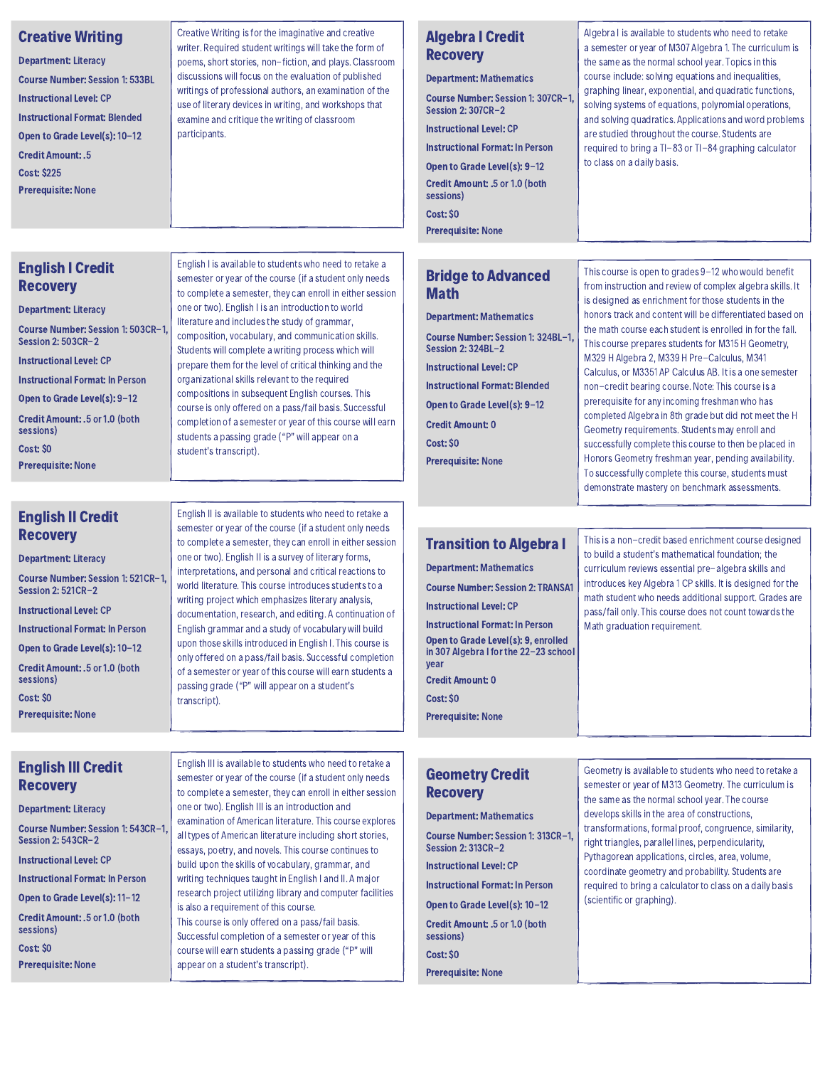## Creative Writing

**Department:** Literacy

**Course Number:** Session 1: 533BL

**Instructional Level:** CP

**Instructional Format:** Blended

**Open to Grade Level(s):** 10–12

**Credit Amount:** .5

**Cost:** $225

**Prerequisite:** None

Creative Writing is for the imaginative and creative writer. Required student writings will take the form of poems, short stories, non-fiction, and plays. Classroom discussions will focus on the evaluation of published writings of professional authors, an examination of the use of literary devices in writing, and workshops that examine and critique the writing of classroom participants.

## English I Credit Recovery

**Department:** Literacy

**Course Number:** Session 1: 503CR–1, Session 2: 503CR–2

**Instructional Level:** CP

**Instructional Format:** In Person

**Open to Grade Level(s):** 9–12

**Credit Amount:** .5 or 1.0 (both sessions)

**Cost:** $0

**Prerequisite:** None

English I is available to students who need to retake a semester or year of the course (if a student only needs to complete a semester, they can enroll in either session one or two). English I is an introduction to world literature and includes the study of grammar, composition, vocabulary, and communication skills. Students will complete a writing process which will prepare them for the level of critical thinking and the organizational skills relevant to the required compositions in subsequent English courses. This course is only offered on a pass/fail basis. Successful completion of a semester or year of this course will earn students a passing grade ("P" will appear on a student's transcript).

## English II Credit Recovery

**Department:** Literacy

**Course Number:** Session 1: 521CR–1, Session 2: 521CR–2

**Instructional Level:** CP

**Instructional Format:** In Person

**Open to Grade Level(s):** 10–12

**Credit Amount:** .5 or 1.0 (both sessions)

**Cost:** $0

**Prerequisite:** None

English II is available to students who need to retake a semester or year of the course (if a student only needs to complete a semester, they can enroll in either session one or two). English II is a survey of literary forms, interpretations, and personal and critical reactions to world literature. This course introduces students to a writing project which emphasizes literary analysis, documentation, research, and editing. A continuation of English grammar and a study of vocabulary will build upon those skills introduced in English I. This course is only offered on a pass/fail basis. Successful completion of a semester or year of this course will earn students a passing grade ("P" will appear on a student's transcript).

## English III Credit Recovery

**Department:** Literacy

**Course Number:** Session 1: 543CR–1, Session 2: 543CR–2

**Instructional Level:** CP

**Instructional Format:** In Person

**Open to Grade Level(s):** 11–12

**Credit Amount:** .5 or 1.0 (both sessions)

**Cost:** $0

**Prerequisite:** None

English III is available to students who need to retake a semester or year of the course (if a student only needs to complete a semester, they can enroll in either session one or two). English III is an introduction and survey of American literature. This course explores all types of American literature including short stories, essays, poetry, and novels. This course continues to build upon the skills of vocabulary, grammar, and writing techniques taught in English I and II. A major research project utilizing library and computer facilities is also a requirement of this course.
This course is only offered on a pass/fail basis. Successful completion of a semester or year of this course will earn students a passing grade ("P" will appear on a student's transcript).

## Algebra I Credit Recovery

**Department:** Mathematics

**Course Number:** Session 1: 307CR–1, Session 2: 307CR–2

**Instructional Level:** CP

**Instructional Format:** In Person

**Open to Grade Level(s):** 9–12

**Credit Amount:** .5 or 1.0 (both sessions)

**Cost:** $0

**Prerequisite:** None

Algebra I is available to students who need to retake a semester or year of M307 Algebra 1. The curriculum is the same as the normal school year. Topics in this course include: solving equations and inequalities, graphing linear, exponential, and quadratic functions, solving systems of equations, polynomial operations, and solving quadratics. Applications and word problems are studied throughout the course. Students are required to bring a TI–83 or TI–84 graphing calculator to class on a daily basis.

## Bridge to Advanced Math

**Department:** Mathematics

**Course Number:** Session 1: 324BL–1, Session 2: 324BL–2

**Instructional Level:** CP

**Instructional Format:** Blended

**Open to Grade Level(s):** 9–12

**Credit Amount:** 0

**Cost:** $0

**Prerequisite:** None

This course is open to grades 9–12 who would benefit from instruction and review of complex algebra skills. It is designed as enrichment for those students in the honors track and content will be differentiated based on the math course each student is enrolled in for the fall. This course prepares students for M315 H Geometry, M329 H Algebra 2, M339 H Pre–Calculus, M341 Calculus, or M3351 AP Calculus AB. It is a one semester non–credit bearing course. Note: This course is a prerequisite for any incoming freshman who has completed Algebra in 8th grade but did not meet the H Geometry requirements. Students may enroll and successfully complete this course to then be placed in Honors Geometry freshman year, pending availability. To successfully complete this course, students must demonstrate mastery on benchmark assessments.

## Transition to Algebra I

**Department:** Mathematics

**Course Number:** Session 2: TRANSA1

**Instructional Level:** CP

**Instructional Format:** In Person

**Open to Grade Level(s):** 9, enrolled in 307 Algebra I for the 22–23 school year

**Credit Amount:** 0

**Cost:** $0

**Prerequisite:** None

This is a non–credit based enrichment course designed to build a student's mathematical foundation; the curriculum reviews essential pre–algebra skills and introduces key Algebra 1 CP skills. It is designed for the math student who needs additional support. Grades are pass/fail only. This course does not count towards the Math graduation requirement.

## Geometry Credit Recovery

**Department:** Mathematics

**Course Number:** Session 1: 313CR–1, Session 2: 313CR–2

**Instructional Level:** CP

**Instructional Format:** In Person

**Open to Grade Level(s):** 10–12

**Credit Amount:** .5 or 1.0 (both sessions)

**Cost:** $0

**Prerequisite:** None

Geometry is available to students who need to retake a semester or year of M313 Geometry. The curriculum is the same as the normal school year. The course develops skills in the area of constructions, transformations, formal proof, congruence, similarity, right triangles, parallel lines, perpendicularity, Pythagorean applications, circles, area, volume, coordinate geometry and probability. Students are required to bring a calculator to class on a daily basis (scientific or graphing).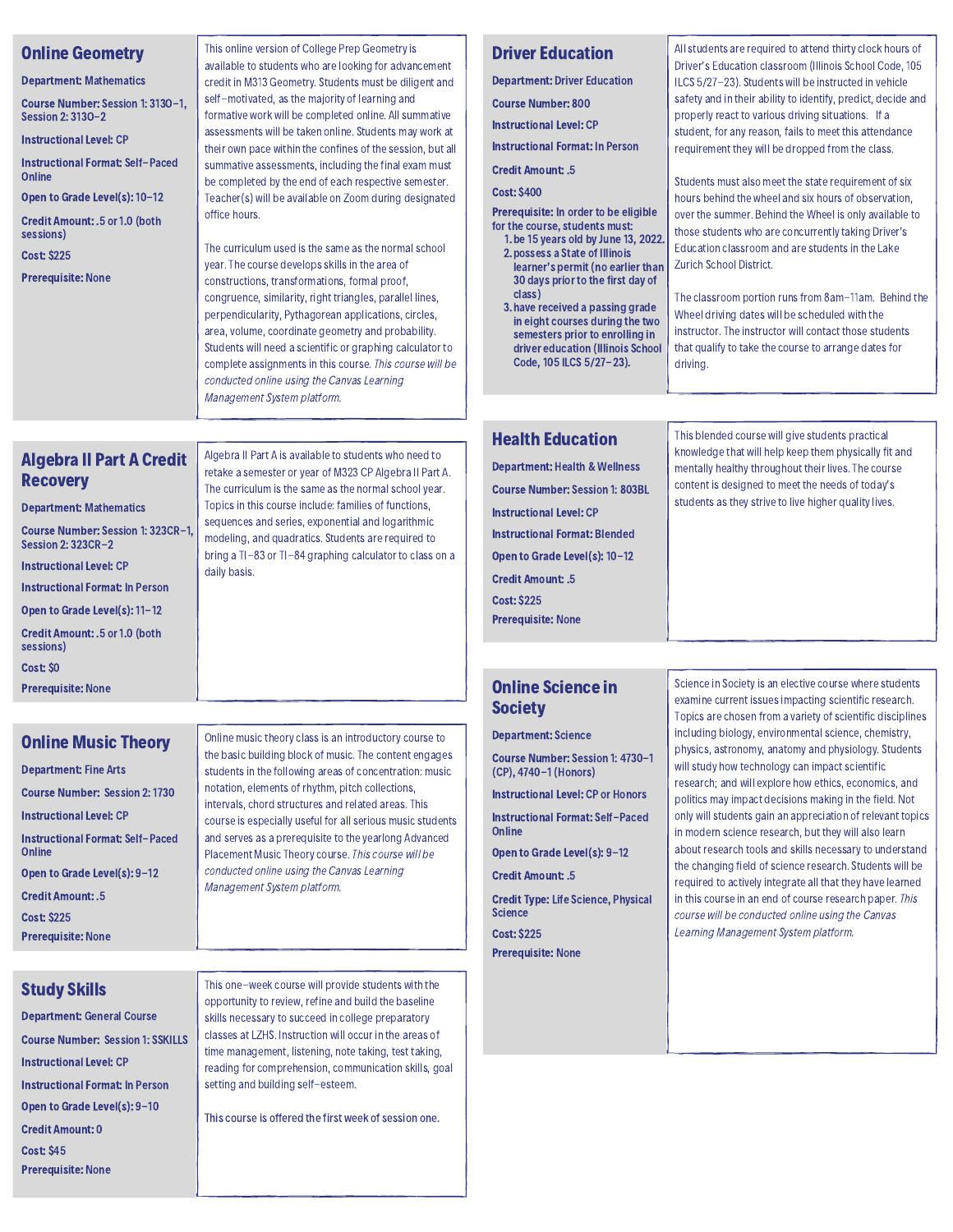## Online Geometry

**Department:** Mathematics

**Course Number:** Session 1: 3130-1, Session 2: 3130-2

**Instructional Level:** CP

**Instructional Format:** Self-Paced Online

**Open to Grade Level(s):** 10-12

**Credit Amount:** .5 or 1.0 (both sessions)

**Cost:** $225

**Prerequisite:** None

This online version of College Prep Geometry is available to students who are looking for advancement credit in M313 Geometry. Students must be diligent and self-motivated, as the majority of learning and formative work will be completed online. All summative assessments will be taken online. Students may work at their own pace within the confines of the session, but all summative assessments, including the final exam must be completed by the end of each respective semester. Teacher(s) will be available on Zoom during designated office hours.

The curriculum used is the same as the normal school year. The course develops skills in the area of constructions, transformations, formal proof, congruence, similarity, right triangles, parallel lines, perpendicularity, Pythagorean applications, circles, area, volume, coordinate geometry and probability. Students will need a scientific or graphing calculator to complete assignments in this course. *This course will be conducted online using the Canvas Learning Management System platform.*

## Algebra II Part A Credit Recovery

**Department:** Mathematics

**Course Number:** Session 1: 323CR-1, Session 2: 323CR-2

**Instructional Level:** CP

**Instructional Format:** In Person

**Open to Grade Level(s):** 11-12

**Credit Amount:** .5 or 1.0 (both sessions)

**Cost:** $0

**Prerequisite:** None

Algebra II Part A is available to students who need to retake a semester or year of M323 CP Algebra II Part A. The curriculum is the same as the normal school year. Topics in this course include: families of functions, sequences and series, exponential and logarithmic modeling, and quadratics. Students are required to bring a TI-83 or TI-84 graphing calculator to class on a daily basis.

## Online Music Theory

**Department:** Fine Arts

**Course Number:** Session 2: 1730

**Instructional Level:** CP

**Instructional Format:** Self-Paced Online

**Open to Grade Level(s):** 9-12

**Credit Amount:** .5

**Cost:** $225

**Prerequisite:** None

Online music theory class is an introductory course to the basic building block of music. The content engages students in the following areas of concentration: music notation, elements of rhythm, pitch collections, intervals, chord structures and related areas. This course is especially useful for all serious music students and serves as a prerequisite to the yearlong Advanced Placement Music Theory course. *This course will be conducted online using the Canvas Learning Management System platform.*

## Study Skills

**Department:** General Course

**Course Number:** Session 1: SSKILLS

**Instructional Level:** CP

**Instructional Format:** In Person

**Open to Grade Level(s):** 9-10

**Credit Amount:** 0

**Cost:** $45

**Prerequisite:** None

This one-week course will provide students with the opportunity to review, refine and build the baseline skills necessary to succeed in college preparatory classes at LZHS. Instruction will occur in the areas of time management, listening, note taking, test taking, reading for comprehension, communication skills, goal setting and building self-esteem.

This course is offered the first week of session one.

## Driver Education

**Department:** Driver Education

**Course Number:** 800

**Instructional Level:** CP

**Instructional Format:** In Person

**Credit Amount:** .5

**Cost:** $400

**Prerequisite:** In order to be eligible for the course, students must:

1. be 15 years old by June 13, 2022.
2. possess a State of Illinois learner's permit (no earlier than 30 days prior to the first day of class)
3. have received a passing grade in eight courses during the two semesters prior to enrolling in driver education (Illinois School Code, 105 ILCS 5/27-23).

All students are required to attend thirty clock hours of Driver's Education classroom (Illinois School Code, 105 ILCS 5/27-23). Students will be instructed in vehicle safety and in their ability to identify, predict, decide and properly react to various driving situations. If a student, for any reason, fails to meet this attendance requirement they will be dropped from the class.

Students must also meet the state requirement of six hours behind the wheel and six hours of observation, over the summer. Behind the Wheel is only available to those students who are concurrently taking Driver's Education classroom and are students in the Lake Zurich School District.

The classroom portion runs from 8am-11am. Behind the Wheel driving dates will be scheduled with the instructor. The instructor will contact those students that qualify to take the course to arrange dates for driving.

## Health Education

**Department:** Health & Wellness

**Course Number:** Session 1: 803BL

**Instructional Level:** CP

**Instructional Format:** Blended

**Open to Grade Level(s):** 10-12

**Credit Amount:** .5

**Cost:** $225

**Prerequisite:** None

This blended course will give students practical knowledge that will help keep them physically fit and mentally healthy throughout their lives. The course content is designed to meet the needs of today's students as they strive to live higher quality lives.

## Online Science in Society

**Department:** Science

**Course Number:** Session 1: 4730-1 (CP), 4740-1 (Honors)

**Instructional Level:** CP or Honors

**Instructional Format:** Self-Paced Online

**Open to Grade Level(s):** 9-12

**Credit Amount:** .5

**Credit Type:** Life Science, Physical Science

**Cost:** $225

**Prerequisite:** None

Science in Society is an elective course where students examine current issues impacting scientific research. Topics are chosen from a variety of scientific disciplines including biology, environmental science, chemistry, physics, astronomy, anatomy and physiology. Students will study how technology can impact scientific research; and will explore how ethics, economics, and politics may impact decisions making in the field. Not only will students gain an appreciation of relevant topics in modern science research, but they will also learn about research tools and skills necessary to understand the changing field of science research. Students will be required to actively integrate all that they have learned in this course in an end of course research paper. *This course will be conducted online using the Canvas Learning Management System platform.*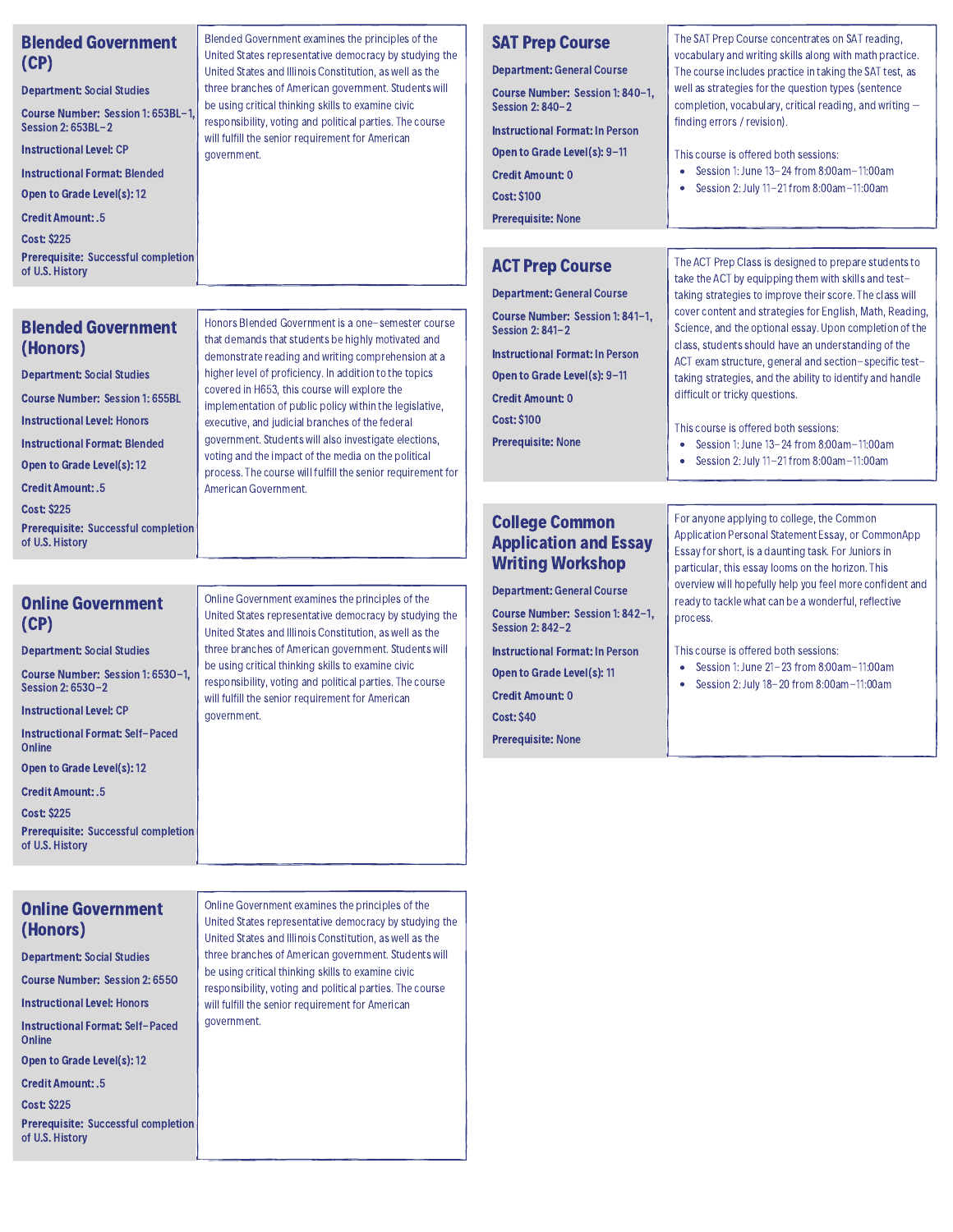## Blended Government (CP)

**Department:** Social Studies

**Course Number:** Session 1: 653BL–1, Session 2: 653BL–2

**Instructional Level:** CP

**Instructional Format:** Blended

**Open to Grade Level(s):** 12

**Credit Amount:** .5

**Cost:** $225

**Prerequisite:** Successful completion of U.S. History

Blended Government examines the principles of the United States representative democracy by studying the United States and Illinois Constitution, as well as the three branches of American government. Students will be using critical thinking skills to examine civic responsibility, voting and political parties. The course will fulfill the senior requirement for American government.

## Blended Government (Honors)

**Department:** Social Studies

**Course Number:** Session 1: 655BL

**Instructional Level:** Honors

**Instructional Format:** Blended

**Open to Grade Level(s):** 12

**Credit Amount:** .5

**Cost:** $225

**Prerequisite:** Successful completion of U.S. History

Honors Blended Government is a one–semester course that demands that students be highly motivated and demonstrate reading and writing comprehension at a higher level of proficiency. In addition to the topics covered in H653, this course will explore the implementation of public policy within the legislative, executive, and judicial branches of the federal government. Students will also investigate elections, voting and the impact of the media on the political process. The course will fulfill the senior requirement for American Government.

## Online Government (CP)

**Department:** Social Studies

**Course Number:** Session 1: 653O–1, Session 2: 653O–2

**Instructional Level:** CP

**Instructional Format:** Self–Paced Online

**Open to Grade Level(s):** 12

**Credit Amount:** .5

**Cost:** $225

**Prerequisite:** Successful completion of U.S. History

Online Government examines the principles of the United States representative democracy by studying the United States and Illinois Constitution, as well as the three branches of American government. Students will be using critical thinking skills to examine civic responsibility, voting and political parties. The course will fulfill the senior requirement for American government.

## Online Government (Honors)

**Department:** Social Studies

**Course Number:** Session 2: 655O

**Instructional Level:** Honors

**Instructional Format:** Self–Paced Online

**Open to Grade Level(s):** 12

**Credit Amount:** .5

**Cost:** $225

**Prerequisite:** Successful completion of U.S. History

Online Government examines the principles of the United States representative democracy by studying the United States and Illinois Constitution, as well as the three branches of American government. Students will be using critical thinking skills to examine civic responsibility, voting and political parties. The course will fulfill the senior requirement for American government.

## SAT Prep Course

**Department:** General Course

**Course Number:** Session 1: 840–1, Session 2: 840–2

**Instructional Format:** In Person

**Open to Grade Level(s):** 9–11

**Credit Amount:** 0

**Cost:** $100

**Prerequisite:** None

The SAT Prep Course concentrates on SAT reading, vocabulary and writing skills along with math practice. The course includes practice in taking the SAT test, as well as strategies for the question types (sentence completion, vocabulary, critical reading, and writing – finding errors / revision).

This course is offered both sessions:

- Session 1: June 13–24 from 8:00am–11:00am
- Session 2: July 11–21 from 8:00am–11:00am

## ACT Prep Course

**Department:** General Course

**Course Number:** Session 1: 841–1, Session 2: 841–2

**Instructional Format:** In Person

**Open to Grade Level(s):** 9–11

**Credit Amount:** 0

**Cost:** $100

**Prerequisite:** None

The ACT Prep Class is designed to prepare students to take the ACT by equipping them with skills and test–taking strategies to improve their score. The class will cover content and strategies for English, Math, Reading, Science, and the optional essay. Upon completion of the class, students should have an understanding of the ACT exam structure, general and section–specific test–taking strategies, and the ability to identify and handle difficult or tricky questions.

This course is offered both sessions:

- Session 1: June 13–24 from 8:00am–11:00am
- Session 2: July 11–21 from 8:00am–11:00am

## College Common Application and Essay Writing Workshop

**Department:** General Course

**Course Number:** Session 1: 842–1, Session 2: 842–2

**Instructional Format:** In Person

**Open to Grade Level(s):** 11

**Credit Amount:** 0

**Cost:** $40

**Prerequisite:** None

For anyone applying to college, the Common Application Personal Statement Essay, or CommonApp Essay for short, is a daunting task. For Juniors in particular, this essay looms on the horizon. This overview will hopefully help you feel more confident and ready to tackle what can be a wonderful, reflective process.

This course is offered both sessions:

- Session 1: June 21–23 from 8:00am–11:00am
- Session 2: July 18–20 from 8:00am–11:00am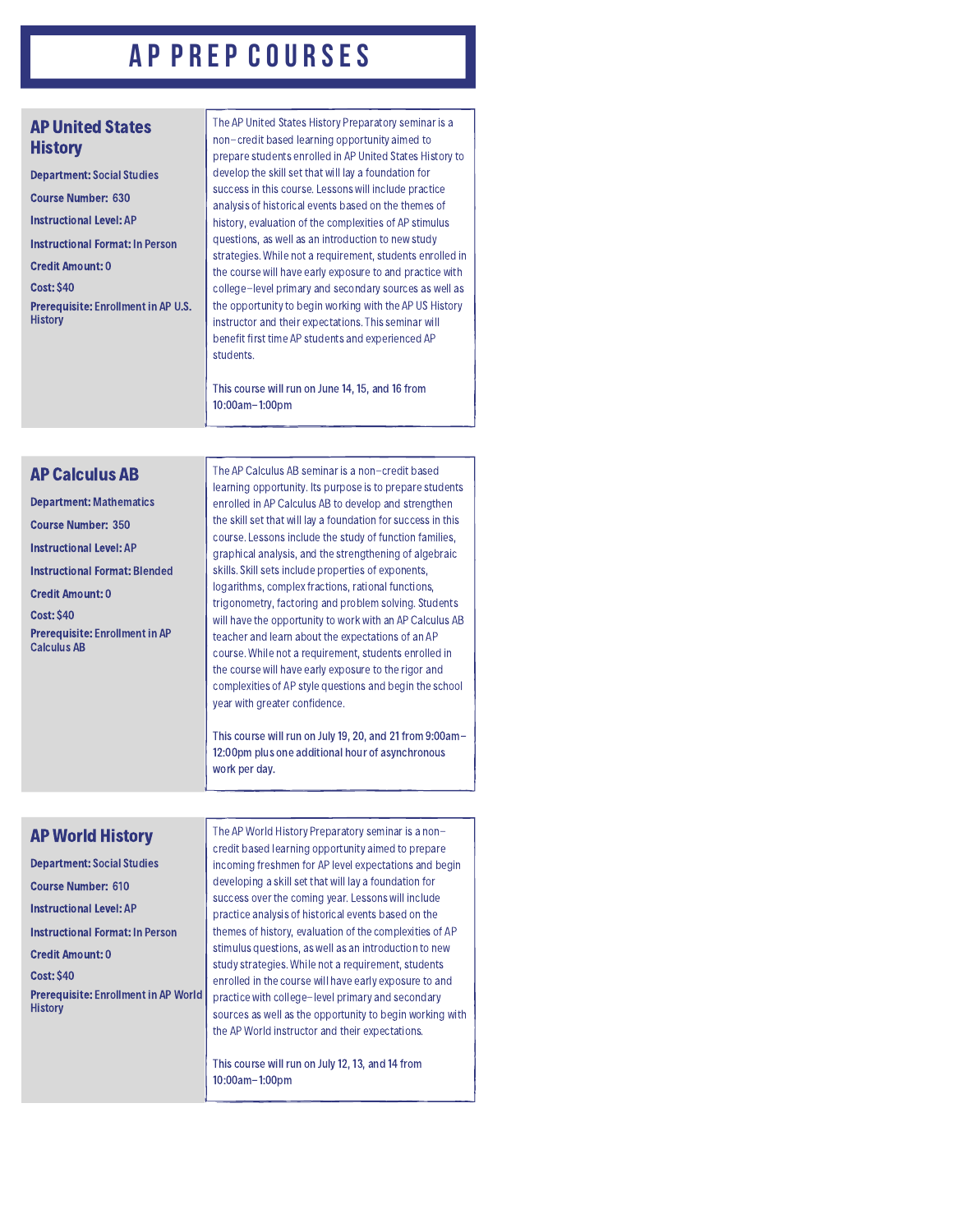# AP PREP COURSES

## AP United States History

**Department:** Social Studies

**Course Number:** 630

**Instructional Level:** AP

**Instructional Format:** In Person

**Credit Amount:** 0

**Cost:** $40

**Prerequisite:** Enrollment in AP U.S. History

The AP United States History Preparatory seminar is a non–credit based learning opportunity aimed to prepare students enrolled in AP United States History to develop the skill set that will lay a foundation for success in this course. Lessons will include practice analysis of historical events based on the themes of history, evaluation of the complexities of AP stimulus questions, as well as an introduction to new study strategies. While not a requirement, students enrolled in the course will have early exposure to and practice with college–level primary and secondary sources as well as the opportunity to begin working with the AP US History instructor and their expectations. This seminar will benefit first time AP students and experienced AP students.

This course will run on June 14, 15, and 16 from 10:00am–1:00pm

## AP Calculus AB

**Department:** Mathematics

**Course Number:** 350

**Instructional Level:** AP

**Instructional Format:** Blended

**Credit Amount:** 0

**Cost:** $40

**Prerequisite:** Enrollment in AP Calculus AB

The AP Calculus AB seminar is a non–credit based learning opportunity. Its purpose is to prepare students enrolled in AP Calculus AB to develop and strengthen the skill set that will lay a foundation for success in this course. Lessons include the study of function families, graphical analysis, and the strengthening of algebraic skills. Skill sets include properties of exponents, logarithms, complex fractions, rational functions, trigonometry, factoring and problem solving. Students will have the opportunity to work with an AP Calculus AB teacher and learn about the expectations of an AP course. While not a requirement, students enrolled in the course will have early exposure to the rigor and complexities of AP style questions and begin the school year with greater confidence.

This course will run on July 19, 20, and 21 from 9:00am–12:00pm plus one additional hour of asynchronous work per day.

## AP World History

**Department:** Social Studies

**Course Number:** 610

**Instructional Level:** AP

**Instructional Format:** In Person

**Credit Amount:** 0

**Cost:** $40

**Prerequisite:** Enrollment in AP World History

The AP World History Preparatory seminar is a non–credit based learning opportunity aimed to prepare incoming freshmen for AP level expectations and begin developing a skill set that will lay a foundation for success over the coming year. Lessons will include practice analysis of historical events based on the themes of history, evaluation of the complexities of AP stimulus questions, as well as an introduction to new study strategies. While not a requirement, students enrolled in the course will have early exposure to and practice with college–level primary and secondary sources as well as the opportunity to begin working with the AP World instructor and their expectations.

This course will run on July 12, 13, and 14 from 10:00am–1:00pm